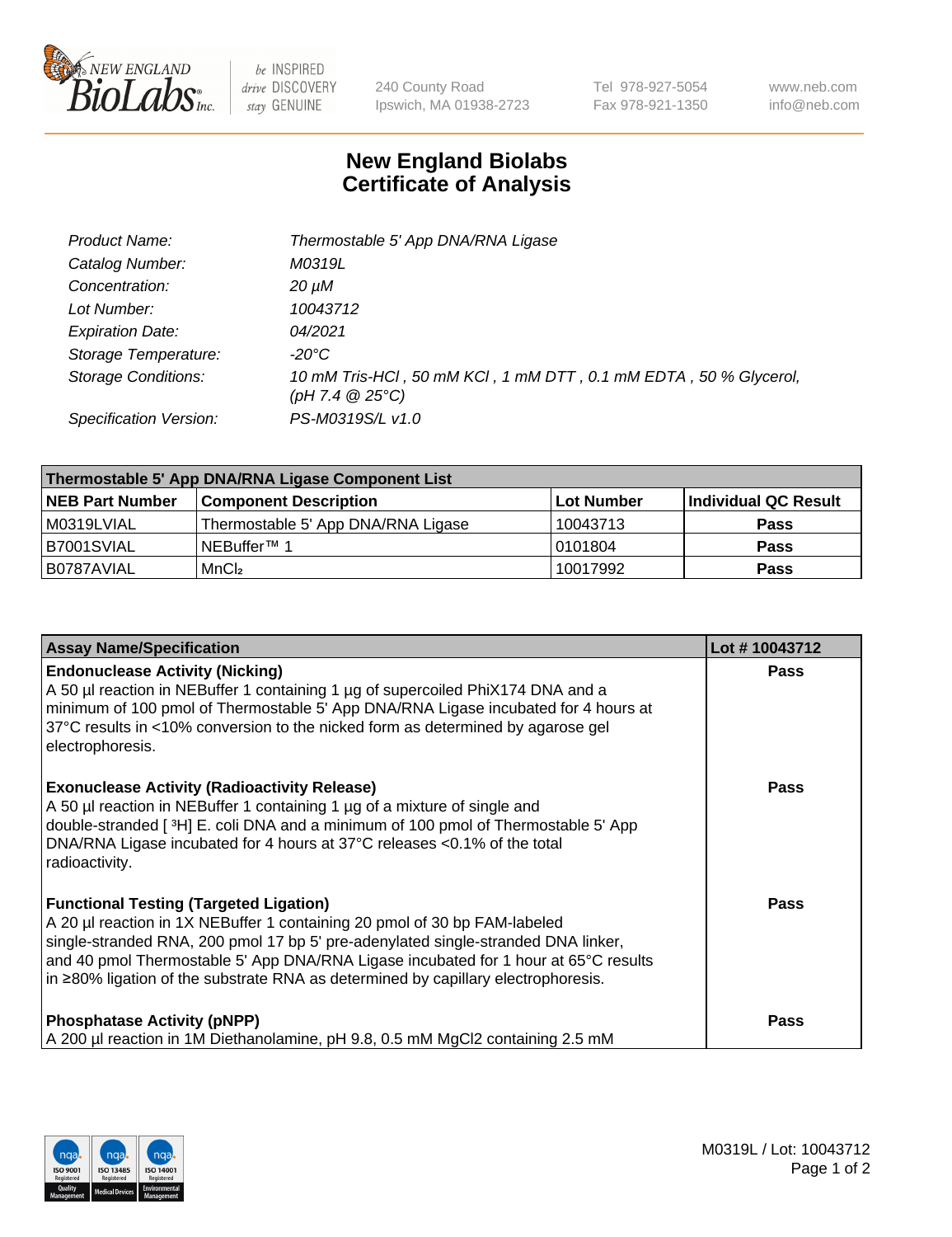# New England Biolabs Certificate of Analysis

| | |
|---|---|
| *Product Name:* | *Thermostable 5' App DNA/RNA Ligase* |
| *Catalog Number:* | *M0319L* |
| *Concentration:* | *20 µM* |
| *Lot Number:* | *10043712* |
| *Expiration Date:* | *04/2021* |
| *Storage Temperature:* | *-20°C* |
| *Storage Conditions:* | *10 mM Tris-HCl , 50 mM KCl , 1 mM DTT , 0.1 mM EDTA , 50 % Glycerol, (pH 7.4 @ 25°C)* |
| *Specification Version:* | *PS-M0319S/L v1.0* |

| Thermostable 5' App DNA/RNA Ligase Component List | | | |
|---|---|---|---|
| **NEB Part Number** | **Component Description** | **Lot Number** | **Individual QC Result** |
| M0319LVIAL | Thermostable 5' App DNA/RNA Ligase | 10043713 | **Pass** |
| B7001SVIAL | NEBuffer™ 1 | 0101804 | **Pass** |
| B0787AVIAL | $MnCl_2$ | 10017992 | **Pass** |

| Assay Name/Specification | Lot # 10043712 |
|---|---|
| **Endonuclease Activity (Nicking)**<br>A 50 µl reaction in NEBuffer 1 containing 1 µg of supercoiled PhiX174 DNA and a minimum of 100 pmol of Thermostable 5' App DNA/RNA Ligase incubated for 4 hours at 37°C results in <10% conversion to the nicked form as determined by agarose gel electrophoresis. | **Pass** |
| **Exonuclease Activity (Radioactivity Release)**<br>A 50 µl reaction in NEBuffer 1 containing 1 µg of a mixture of single and double-stranded [ $^3$H] E. coli DNA and a minimum of 100 pmol of Thermostable 5' App DNA/RNA Ligase incubated for 4 hours at 37°C releases <0.1% of the total radioactivity. | **Pass** |
| **Functional Testing (Targeted Ligation)**<br>A 20 µl reaction in 1X NEBuffer 1 containing 20 pmol of 30 bp FAM-labeled single-stranded RNA, 200 pmol 17 bp 5' pre-adenylated single-stranded DNA linker, and 40 pmol Thermostable 5' App DNA/RNA Ligase incubated for 1 hour at 65°C results in ≥80% ligation of the substrate RNA as determined by capillary electrophoresis. | **Pass** |
| **Phosphatase Activity (pNPP)**<br>A 200 µl reaction in 1M Diethanolamine, pH 9.8, 0.5 mM MgCl2 containing 2.5 mM | **Pass** |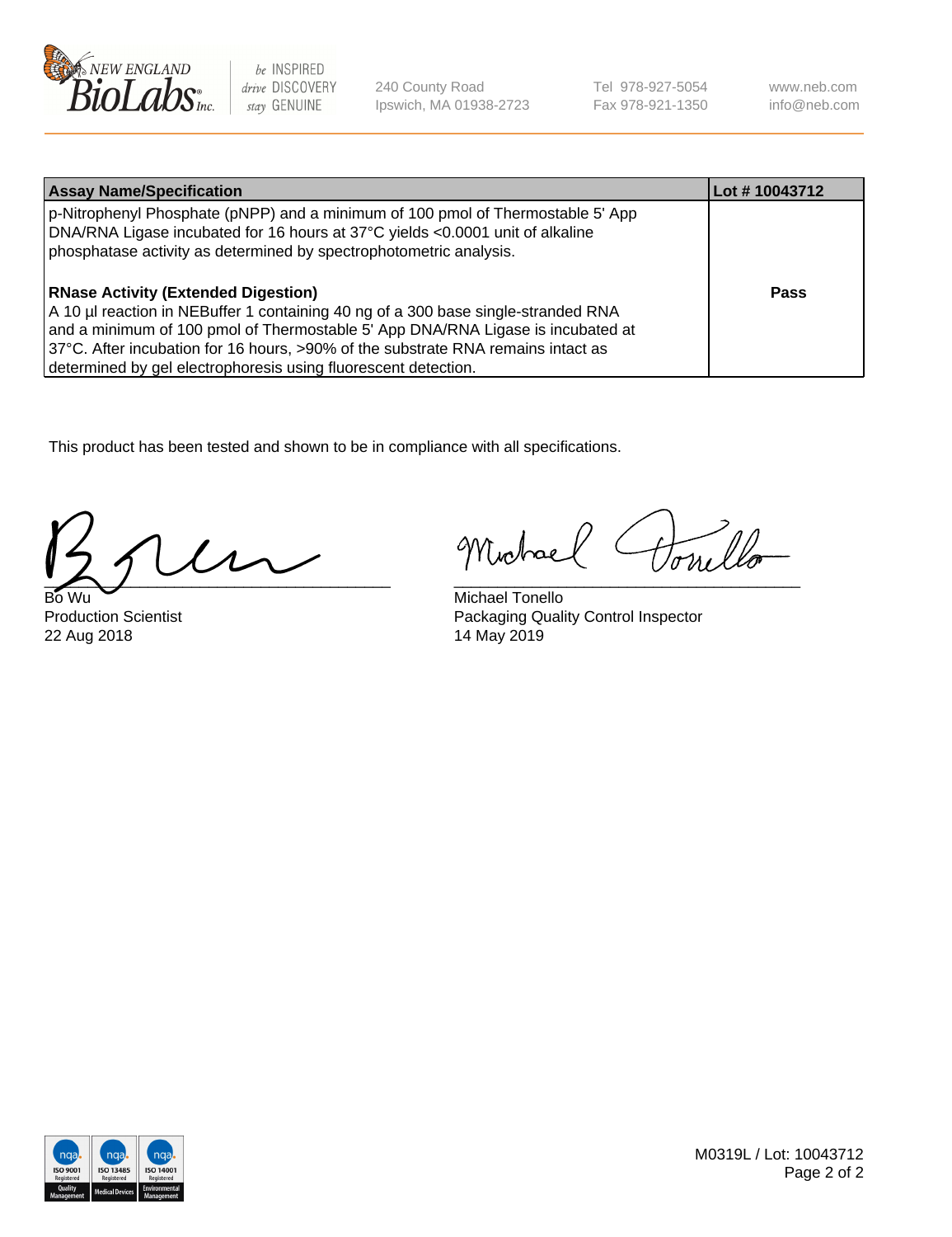| Assay Name/Specification | Lot # 10043712 |
|---|---|
| p-Nitrophenyl Phosphate (pNPP) and a minimum of 100 pmol of Thermostable 5' App DNA/RNA Ligase incubated for 16 hours at 37°C yields <0.0001 unit of alkaline phosphatase activity as determined by spectrophotometric analysis. | |
| **RNase Activity (Extended Digestion)**<br>A 10 µl reaction in NEBuffer 1 containing 40 ng of a 300 base single-stranded RNA and a minimum of 100 pmol of Thermostable 5' App DNA/RNA Ligase is incubated at 37°C. After incubation for 16 hours, >90% of the substrate RNA remains intact as determined by gel electrophoresis using fluorescent detection. | **Pass** |

This product has been tested and shown to be in compliance with all specifications.

Bo Wu
Production Scientist
22 Aug 2018

Michael Tonello
Packaging Quality Control Inspector
14 May 2019

M0319L / Lot: 10043712